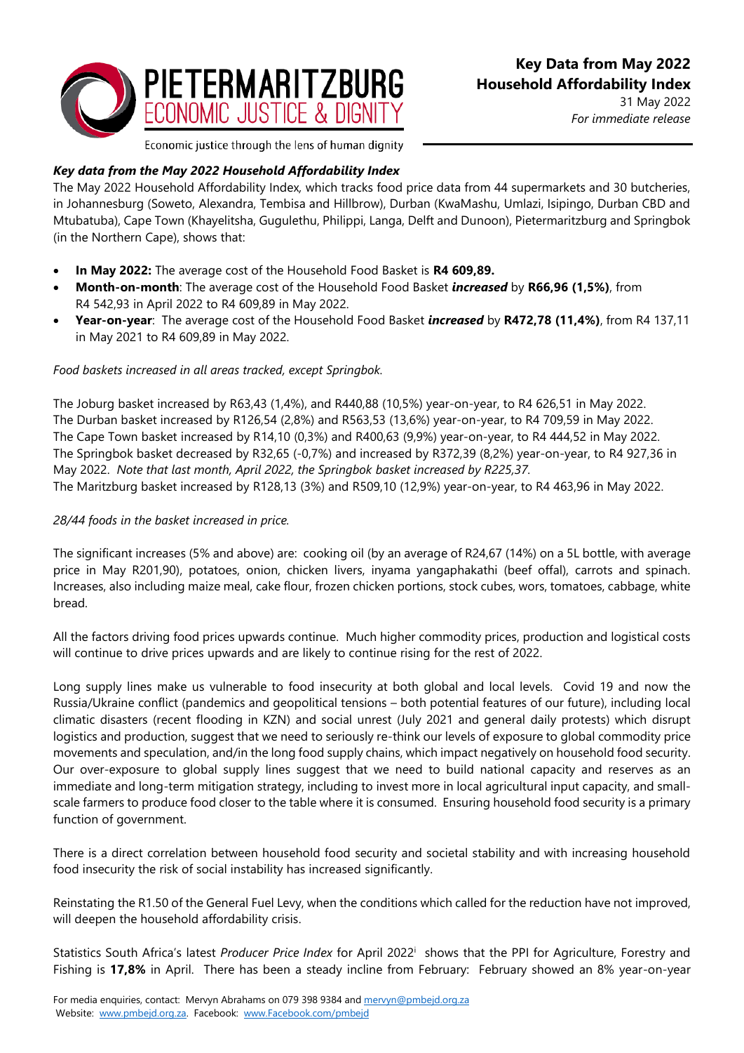**PIETERMARITZBURG ECONOMIC JUSTICE & DIGNITY**

Economic justice through the lens of human dignity

# Key Data from May 2022 Household Affordability Index

31 May 2022
*For immediate release*

***Key data from the May 2022 Household Affordability Index***

The May 2022 Household Affordability Index*,* which tracks food price data from 44 supermarkets and 30 butcheries, in Johannesburg (Soweto, Alexandra, Tembisa and Hillbrow), Durban (KwaMashu, Umlazi, Isipingo, Durban CBD and Mtubatuba), Cape Town (Khayelitsha, Gugulethu, Philippi, Langa, Delft and Dunoon), Pietermaritzburg and Springbok (in the Northern Cape), shows that:

- **In May 2022:** The average cost of the Household Food Basket is **R4 609,89.**
- **Month-on-month**: The average cost of the Household Food Basket ***increased*** by **R66,96 (1,5%)**, from R4 542,93 in April 2022 to R4 609,89 in May 2022.
- **Year-on-year**: The average cost of the Household Food Basket ***increased*** by **R472,78 (11,4%)**, from R4 137,11 in May 2021 to R4 609,89 in May 2022.

*Food baskets increased in all areas tracked, except Springbok.*

The Joburg basket increased by R63,43 (1,4%), and R440,88 (10,5%) year-on-year, to R4 626,51 in May 2022.
The Durban basket increased by R126,54 (2,8%) and R563,53 (13,6%) year-on-year, to R4 709,59 in May 2022.
The Cape Town basket increased by R14,10 (0,3%) and R400,63 (9,9%) year-on-year, to R4 444,52 in May 2022.
The Springbok basket decreased by R32,65 (-0,7%) and increased by R372,39 (8,2%) year-on-year, to R4 927,36 in May 2022. *Note that last month, April 2022, the Springbok basket increased by R225,37.*
The Maritzburg basket increased by R128,13 (3%) and R509,10 (12,9%) year-on-year, to R4 463,96 in May 2022.

*28/44 foods in the basket increased in price.*

The significant increases (5% and above) are: cooking oil (by an average of R24,67 (14%) on a 5L bottle, with average price in May R201,90), potatoes, onion, chicken livers, inyama yangaphakathi (beef offal), carrots and spinach. Increases, also including maize meal, cake flour, frozen chicken portions, stock cubes, wors, tomatoes, cabbage, white bread.

All the factors driving food prices upwards continue. Much higher commodity prices, production and logistical costs will continue to drive prices upwards and are likely to continue rising for the rest of 2022.

Long supply lines make us vulnerable to food insecurity at both global and local levels. Covid 19 and now the Russia/Ukraine conflict (pandemics and geopolitical tensions – both potential features of our future), including local climatic disasters (recent flooding in KZN) and social unrest (July 2021 and general daily protests) which disrupt logistics and production, suggest that we need to seriously re-think our levels of exposure to global commodity price movements and speculation, and/in the long food supply chains, which impact negatively on household food security. Our over-exposure to global supply lines suggest that we need to build national capacity and reserves as an immediate and long-term mitigation strategy, including to invest more in local agricultural input capacity, and small-scale farmers to produce food closer to the table where it is consumed. Ensuring household food security is a primary function of government.

There is a direct correlation between household food security and societal stability and with increasing household food insecurity the risk of social instability has increased significantly.

Reinstating the R1.50 of the General Fuel Levy, when the conditions which called for the reduction have not improved, will deepen the household affordability crisis.

Statistics South Africa's latest *Producer Price Index* for April 2022[i] shows that the PPI for Agriculture, Forestry and Fishing is **17,8%** in April. There has been a steady incline from February: February showed an 8% year-on-year

For media enquiries, contact: Mervyn Abrahams on 079 398 9384 and mervyn@pmbejd.org.za
Website: www.pmbejd.org.za. Facebook: www.Facebook.com/pmbejd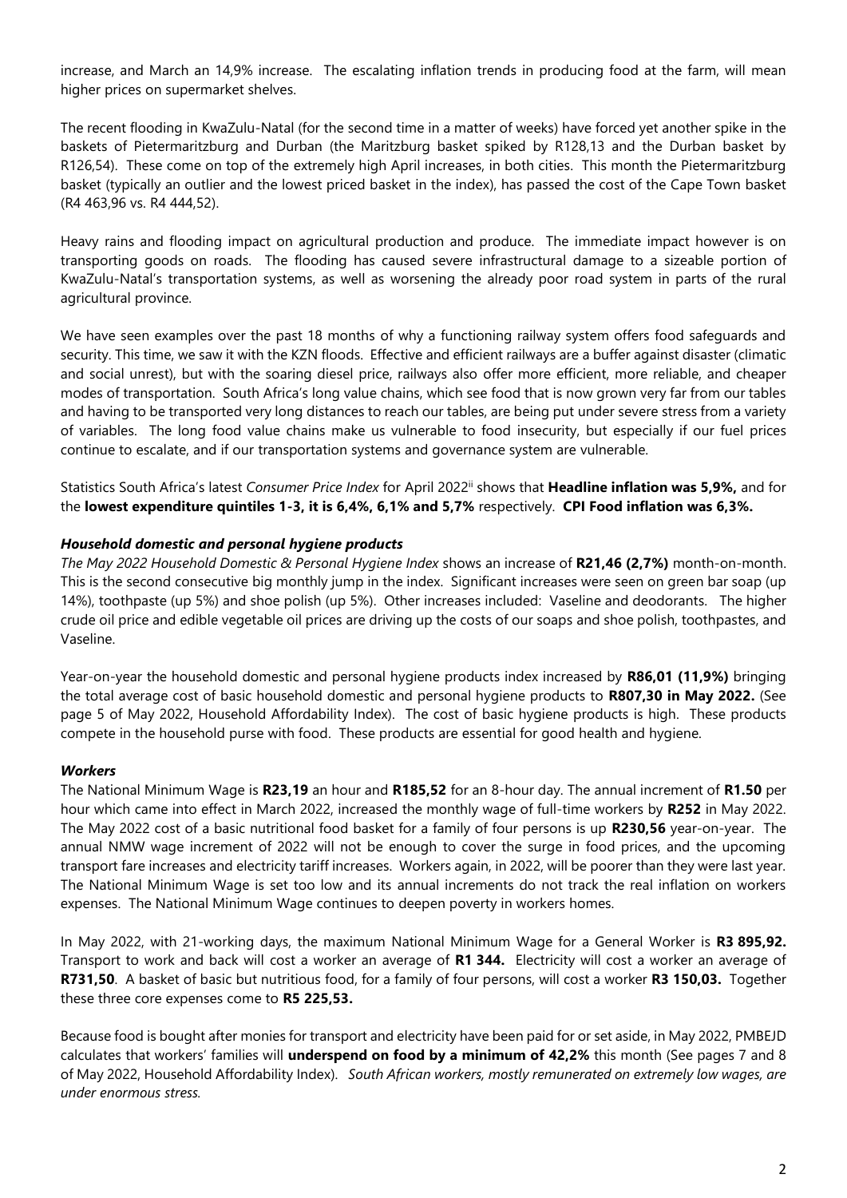increase, and March an 14,9% increase. The escalating inflation trends in producing food at the farm, will mean higher prices on supermarket shelves.

The recent flooding in KwaZulu-Natal (for the second time in a matter of weeks) have forced yet another spike in the baskets of Pietermaritzburg and Durban (the Maritzburg basket spiked by R128,13 and the Durban basket by R126,54). These come on top of the extremely high April increases, in both cities. This month the Pietermaritzburg basket (typically an outlier and the lowest priced basket in the index), has passed the cost of the Cape Town basket (R4 463,96 vs. R4 444,52).

Heavy rains and flooding impact on agricultural production and produce. The immediate impact however is on transporting goods on roads. The flooding has caused severe infrastructural damage to a sizeable portion of KwaZulu-Natal's transportation systems, as well as worsening the already poor road system in parts of the rural agricultural province.

We have seen examples over the past 18 months of why a functioning railway system offers food safeguards and security. This time, we saw it with the KZN floods. Effective and efficient railways are a buffer against disaster (climatic and social unrest), but with the soaring diesel price, railways also offer more efficient, more reliable, and cheaper modes of transportation. South Africa's long value chains, which see food that is now grown very far from our tables and having to be transported very long distances to reach our tables, are being put under severe stress from a variety of variables. The long food value chains make us vulnerable to food insecurity, but especially if our fuel prices continue to escalate, and if our transportation systems and governance system are vulnerable.

Statistics South Africa's latest *Consumer Price Index* for April 2022[ii] shows that **Headline inflation was 5,9%,** and for the **lowest expenditure quintiles 1-3, it is 6,4%, 6,1% and 5,7%** respectively. **CPI Food inflation was 6,3%.**

### *Household domestic and personal hygiene products*

*The May 2022 Household Domestic & Personal Hygiene Index* shows an increase of **R21,46 (2,7%)** month-on-month. This is the second consecutive big monthly jump in the index. Significant increases were seen on green bar soap (up 14%), toothpaste (up 5%) and shoe polish (up 5%). Other increases included: Vaseline and deodorants. The higher crude oil price and edible vegetable oil prices are driving up the costs of our soaps and shoe polish, toothpastes, and Vaseline.

Year-on-year the household domestic and personal hygiene products index increased by **R86,01 (11,9%)** bringing the total average cost of basic household domestic and personal hygiene products to **R807,30 in May 2022.** (See page 5 of May 2022, Household Affordability Index). The cost of basic hygiene products is high. These products compete in the household purse with food. These products are essential for good health and hygiene.

### *Workers*

The National Minimum Wage is **R23,19** an hour and **R185,52** for an 8-hour day. The annual increment of **R1.50** per hour which came into effect in March 2022, increased the monthly wage of full-time workers by **R252** in May 2022. The May 2022 cost of a basic nutritional food basket for a family of four persons is up **R230,56** year-on-year. The annual NMW wage increment of 2022 will not be enough to cover the surge in food prices, and the upcoming transport fare increases and electricity tariff increases. Workers again, in 2022, will be poorer than they were last year. The National Minimum Wage is set too low and its annual increments do not track the real inflation on workers expenses. The National Minimum Wage continues to deepen poverty in workers homes.

In May 2022, with 21-working days, the maximum National Minimum Wage for a General Worker is **R3 895,92.** Transport to work and back will cost a worker an average of **R1 344.** Electricity will cost a worker an average of **R731,50**. A basket of basic but nutritious food, for a family of four persons, will cost a worker **R3 150,03.** Together these three core expenses come to **R5 225,53.**

Because food is bought after monies for transport and electricity have been paid for or set aside, in May 2022, PMBEJD calculates that workers' families will **underspend on food by a minimum of 42,2%** this month (See pages 7 and 8 of May 2022, Household Affordability Index). *South African workers, mostly remunerated on extremely low wages, are under enormous stress.*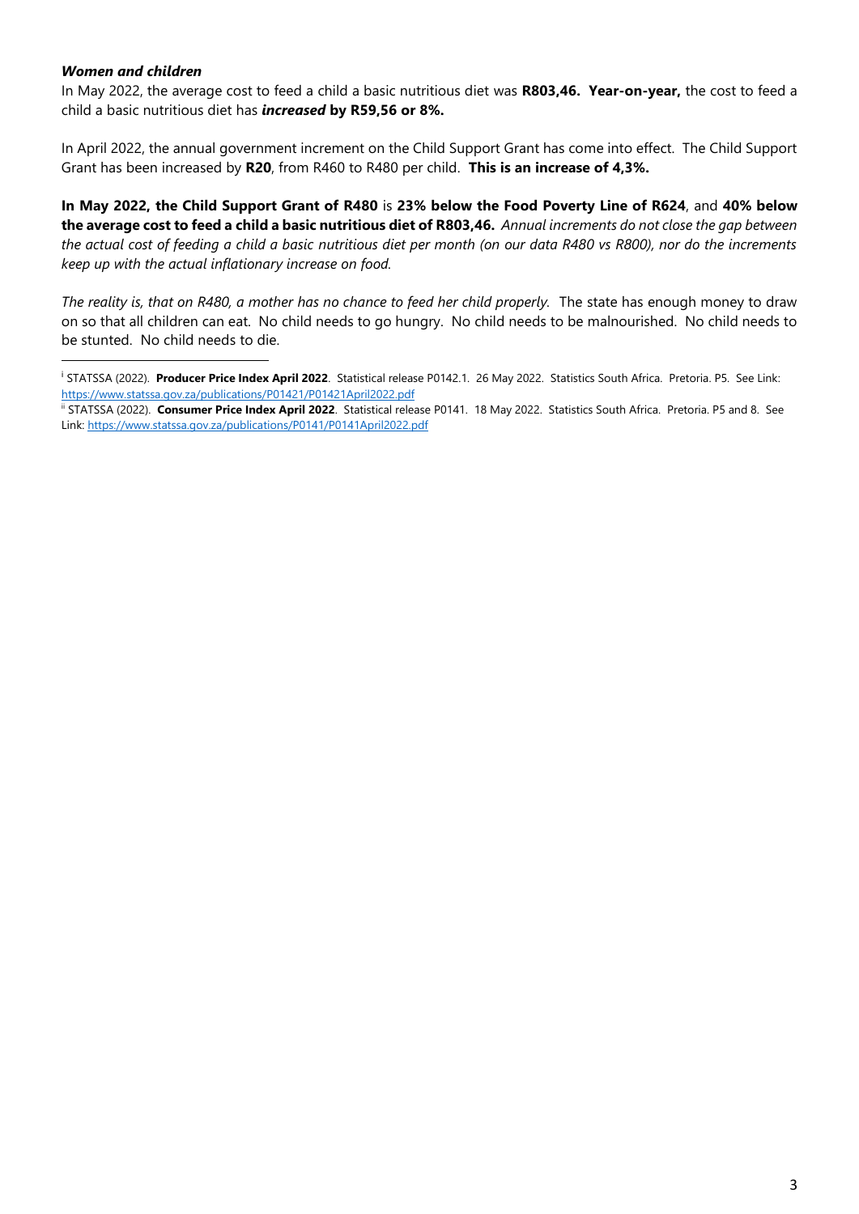***Women and children***

In May 2022, the average cost to feed a child a basic nutritious diet was **R803,46. Year-on-year,** the cost to feed a child a basic nutritious diet has ***increased*** **by R59,56 or 8%.**

In April 2022, the annual government increment on the Child Support Grant has come into effect. The Child Support Grant has been increased by **R20**, from R460 to R480 per child. **This is an increase of 4,3%.**

**In May 2022, the Child Support Grant of R480** is **23% below the Food Poverty Line of R624**, and **40% below the average cost to feed a child a basic nutritious diet of R803,46.** *Annual increments do not close the gap between the actual cost of feeding a child a basic nutritious diet per month (on our data R480 vs R800), nor do the increments keep up with the actual inflationary increase on food.*

*The reality is, that on R480, a mother has no chance to feed her child properly.* The state has enough money to draw on so that all children can eat. No child needs to go hungry. No child needs to be malnourished. No child needs to be stunted. No child needs to die.

---

[i] STATSSA (2022). **Producer Price Index April 2022**. Statistical release P0142.1. 26 May 2022. Statistics South Africa. Pretoria. P5. See Link: https://www.statssa.gov.za/publications/P01421/P01421April2022.pdf

[ii] STATSSA (2022). **Consumer Price Index April 2022**. Statistical release P0141. 18 May 2022. Statistics South Africa. Pretoria. P5 and 8. See Link: https://www.statssa.gov.za/publications/P0141/P0141April2022.pdf